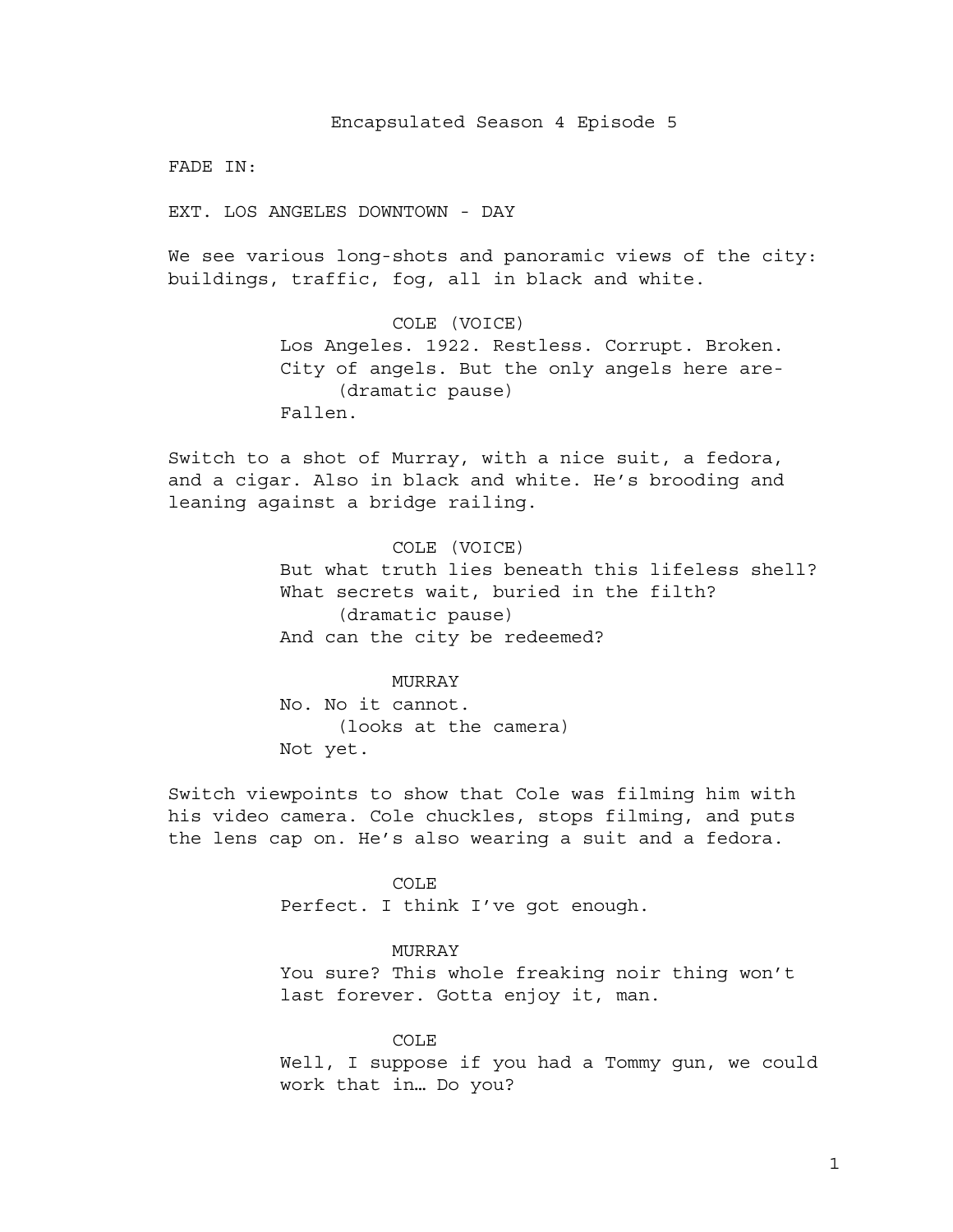# Encapsulated Season 4 Episode 5

FADE IN:

EXT. LOS ANGELES DOWNTOWN - DAY

We see various long-shots and panoramic views of the city: buildings, traffic, fog, all in black and white.

COLE (VOICE)
Los Angeles. 1922. Restless. Corrupt. Broken. City of angels. But the only angels here are-
(dramatic pause)
Fallen.

Switch to a shot of Murray, with a nice suit, a fedora, and a cigar. Also in black and white. He's brooding and leaning against a bridge railing.

COLE (VOICE)
But what truth lies beneath this lifeless shell? What secrets wait, buried in the filth?
(dramatic pause)
And can the city be redeemed?

MURRAY
No. No it cannot.
(looks at the camera)
Not yet.

Switch viewpoints to show that Cole was filming him with his video camera. Cole chuckles, stops filming, and puts the lens cap on. He's also wearing a suit and a fedora.

COLE
Perfect. I think I've got enough.

MURRAY
You sure? This whole freaking noir thing won't last forever. Gotta enjoy it, man.

COLE
Well, I suppose if you had a Tommy gun, we could work that in… Do you?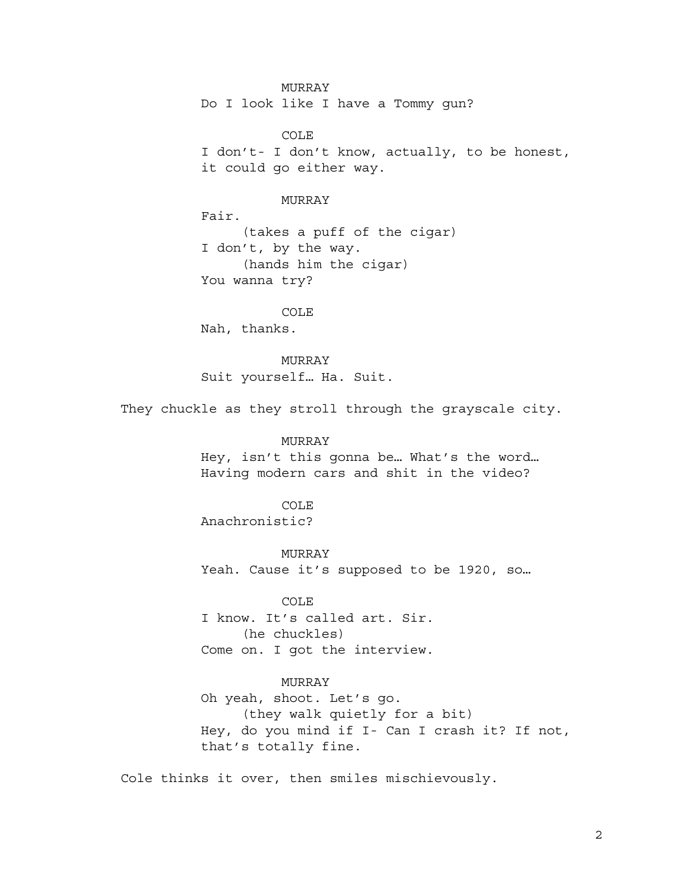MURRAY
Do I look like I have a Tommy gun?

COLE
I don't- I don't know, actually, to be honest, it could go either way.

MURRAY
Fair.
(takes a puff of the cigar)
I don't, by the way.
(hands him the cigar)
You wanna try?

COLE
Nah, thanks.

MURRAY
Suit yourself… Ha. Suit.

They chuckle as they stroll through the grayscale city.

MURRAY
Hey, isn't this gonna be… What's the word… Having modern cars and shit in the video?

COLE
Anachronistic?

MURRAY
Yeah. Cause it's supposed to be 1920, so…

COLE
I know. It's called art. Sir.
(he chuckles)
Come on. I got the interview.

MURRAY
Oh yeah, shoot. Let's go.
(they walk quietly for a bit)
Hey, do you mind if I- Can I crash it? If not, that's totally fine.

Cole thinks it over, then smiles mischievously.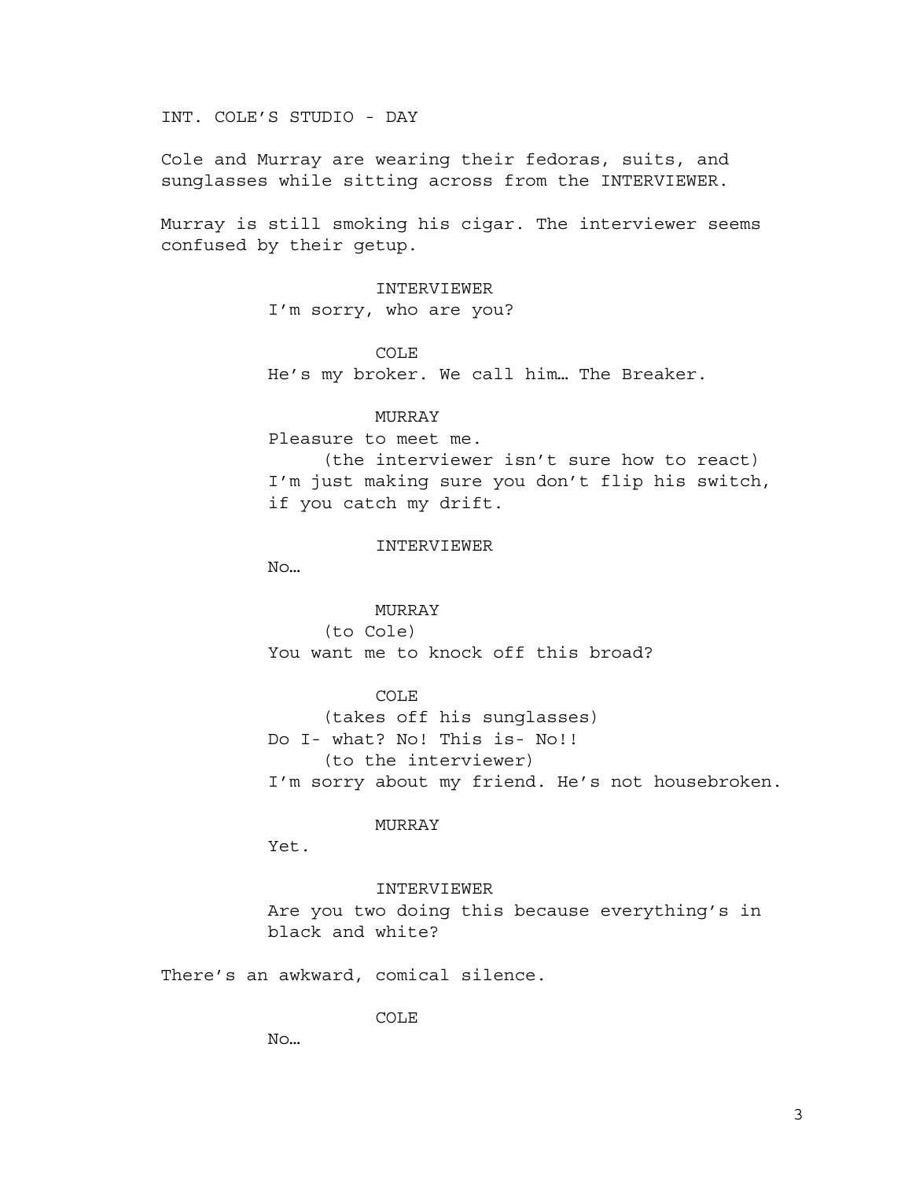INT. COLE'S STUDIO - DAY

Cole and Murray are wearing their fedoras, suits, and sunglasses while sitting across from the INTERVIEWER.

Murray is still smoking his cigar. The interviewer seems confused by their getup.

INTERVIEWER
I'm sorry, who are you?

COLE
He's my broker. We call him… The Breaker.

MURRAY
Pleasure to meet me.
(the interviewer isn't sure how to react)
I'm just making sure you don't flip his switch, if you catch my drift.

INTERVIEWER
No…

MURRAY
(to Cole)
You want me to knock off this broad?

COLE
(takes off his sunglasses)
Do I- what? No! This is- No!!
(to the interviewer)
I'm sorry about my friend. He's not housebroken.

MURRAY
Yet.

INTERVIEWER
Are you two doing this because everything's in black and white?

There's an awkward, comical silence.

COLE
No…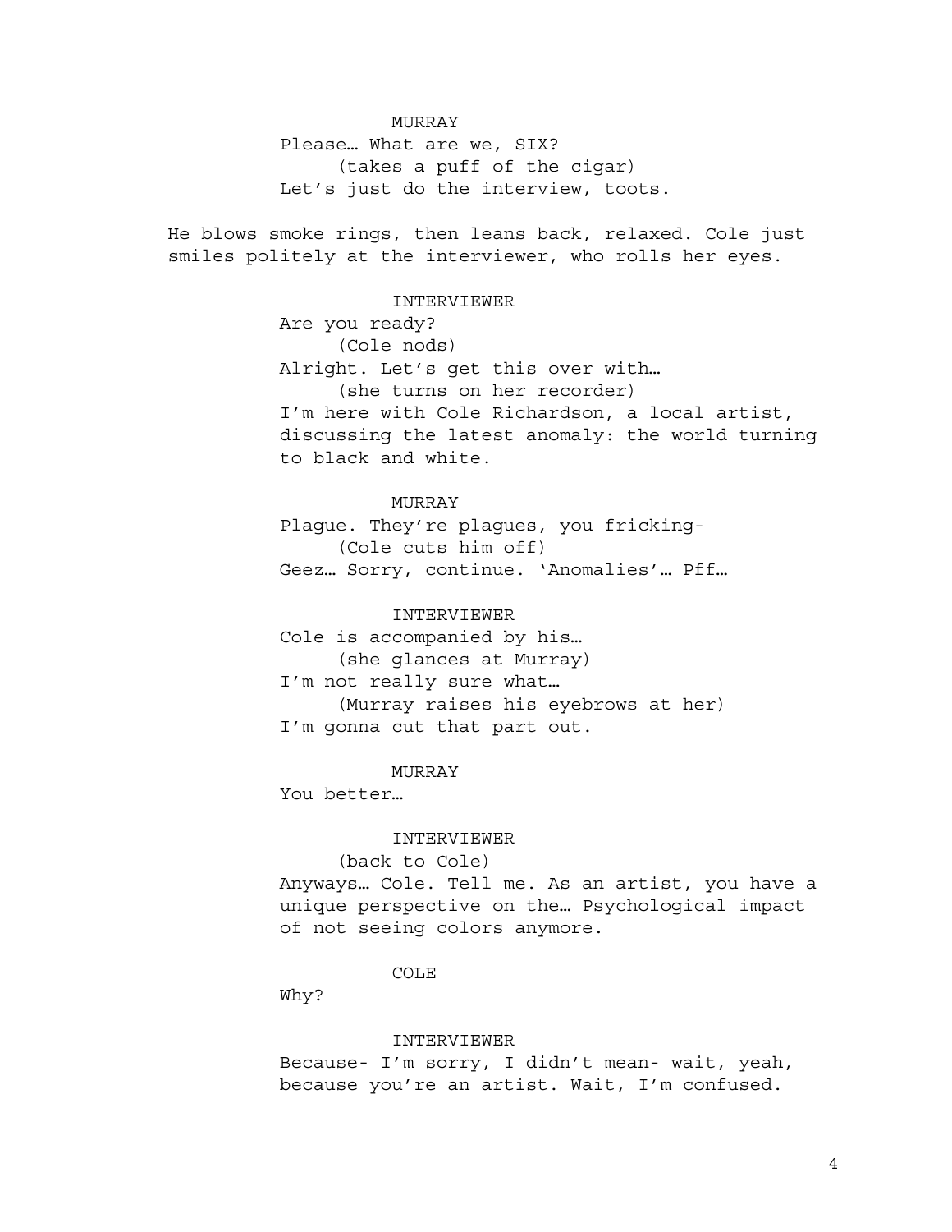MURRAY

Please… What are we, SIX?

(takes a puff of the cigar)

Let's just do the interview, toots.

He blows smoke rings, then leans back, relaxed. Cole just smiles politely at the interviewer, who rolls her eyes.

INTERVIEWER

Are you ready?

(Cole nods)

Alright. Let's get this over with…

(she turns on her recorder)

I'm here with Cole Richardson, a local artist, discussing the latest anomaly: the world turning to black and white.

MURRAY

Plague. They're plagues, you fricking-

(Cole cuts him off)

Geez… Sorry, continue. 'Anomalies'… Pff…

INTERVIEWER

Cole is accompanied by his…

(she glances at Murray)

I'm not really sure what…

(Murray raises his eyebrows at her)

I'm gonna cut that part out.

MURRAY

You better…

INTERVIEWER

(back to Cole)

Anyways… Cole. Tell me. As an artist, you have a unique perspective on the… Psychological impact of not seeing colors anymore.

COLE

Why?

INTERVIEWER

Because- I'm sorry, I didn't mean- wait, yeah, because you're an artist. Wait, I'm confused.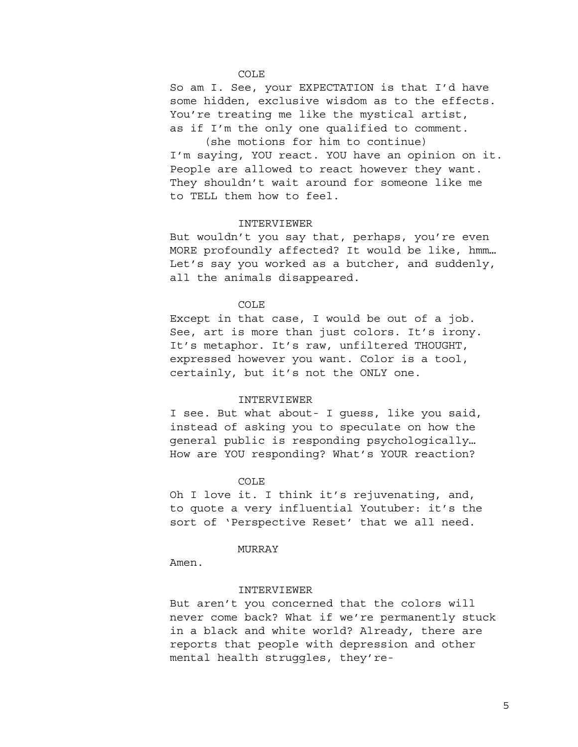COLE

So am I. See, your EXPECTATION is that I'd have some hidden, exclusive wisdom as to the effects. You're treating me like the mystical artist, as if I'm the only one qualified to comment.

(she motions for him to continue)

I'm saying, YOU react. YOU have an opinion on it. People are allowed to react however they want. They shouldn't wait around for someone like me to TELL them how to feel.

INTERVIEWER

But wouldn't you say that, perhaps, you're even MORE profoundly affected? It would be like, hmm… Let's say you worked as a butcher, and suddenly, all the animals disappeared.

COLE

Except in that case, I would be out of a job. See, art is more than just colors. It's irony. It's metaphor. It's raw, unfiltered THOUGHT, expressed however you want. Color is a tool, certainly, but it's not the ONLY one.

INTERVIEWER

I see. But what about- I guess, like you said, instead of asking you to speculate on how the general public is responding psychologically… How are YOU responding? What's YOUR reaction?

COLE

Oh I love it. I think it's rejuvenating, and, to quote a very influential Youtuber: it's the sort of 'Perspective Reset' that we all need.

MURRAY

Amen.

INTERVIEWER

But aren't you concerned that the colors will never come back? What if we're permanently stuck in a black and white world? Already, there are reports that people with depression and other mental health struggles, they're-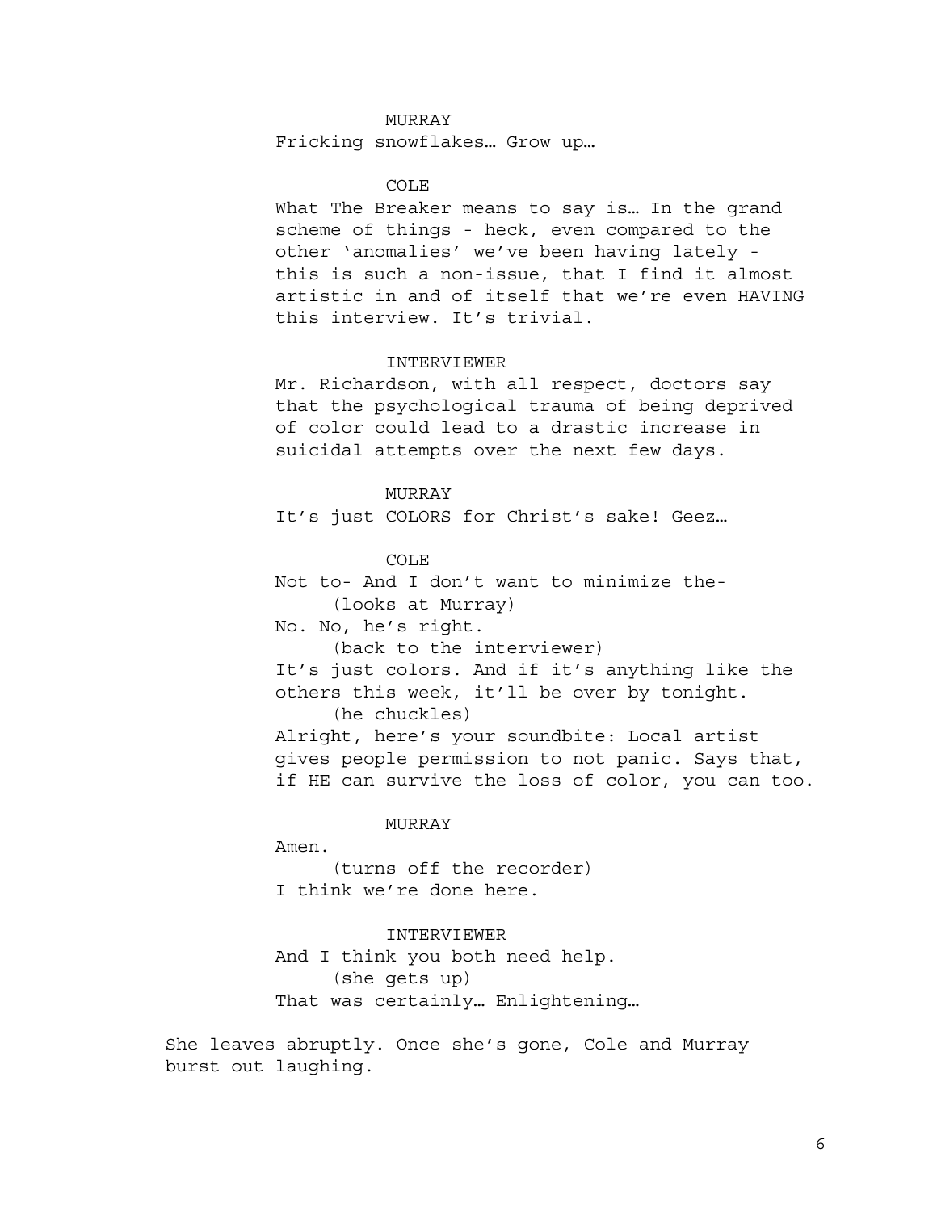MURRAY

Fricking snowflakes… Grow up…

COLE

What The Breaker means to say is… In the grand scheme of things - heck, even compared to the other 'anomalies' we've been having lately - this is such a non-issue, that I find it almost artistic in and of itself that we're even HAVING this interview. It's trivial.

INTERVIEWER

Mr. Richardson, with all respect, doctors say that the psychological trauma of being deprived of color could lead to a drastic increase in suicidal attempts over the next few days.

MURRAY

It's just COLORS for Christ's sake! Geez…

COLE

Not to- And I don't want to minimize the-

(looks at Murray)

No. No, he's right.

(back to the interviewer)

It's just colors. And if it's anything like the others this week, it'll be over by tonight.

(he chuckles)

Alright, here's your soundbite: Local artist gives people permission to not panic. Says that, if HE can survive the loss of color, you can too.

MURRAY

Amen.

(turns off the recorder)

I think we're done here.

INTERVIEWER

And I think you both need help.

(she gets up)

That was certainly… Enlightening…

She leaves abruptly. Once she's gone, Cole and Murray burst out laughing.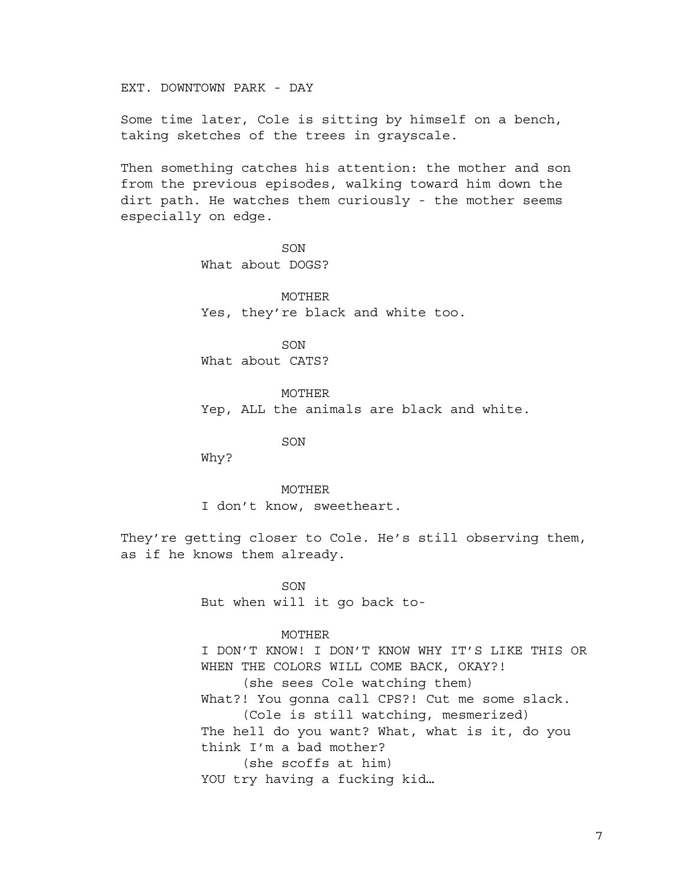EXT. DOWNTOWN PARK - DAY

Some time later, Cole is sitting by himself on a bench, taking sketches of the trees in grayscale.

Then something catches his attention: the mother and son from the previous episodes, walking toward him down the dirt path. He watches them curiously - the mother seems especially on edge.

SON
What about DOGS?

MOTHER
Yes, they're black and white too.

SON
What about CATS?

MOTHER
Yep, ALL the animals are black and white.

SON
Why?

MOTHER
I don't know, sweetheart.

They're getting closer to Cole. He's still observing them, as if he knows them already.

SON
But when will it go back to-

MOTHER
I DON'T KNOW! I DON'T KNOW WHY IT'S LIKE THIS OR WHEN THE COLORS WILL COME BACK, OKAY?!
(she sees Cole watching them)
What?! You gonna call CPS?! Cut me some slack.
(Cole is still watching, mesmerized)
The hell do you want? What, what is it, do you think I'm a bad mother?
(she scoffs at him)
YOU try having a fucking kid…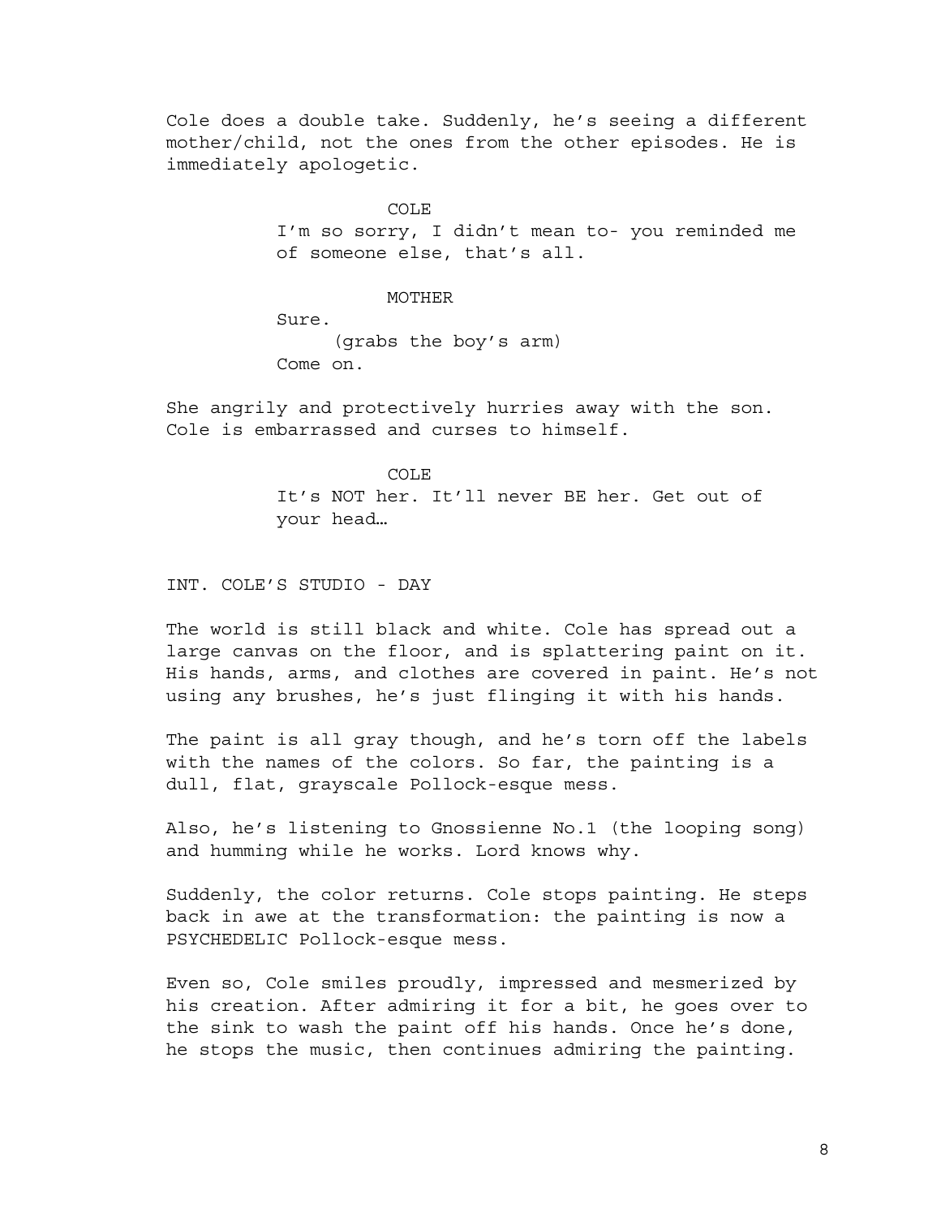Cole does a double take. Suddenly, he's seeing a different mother/child, not the ones from the other episodes. He is immediately apologetic.

COLE

I'm so sorry, I didn't mean to- you reminded me of someone else, that's all.

MOTHER

Sure.

(grabs the boy's arm)

Come on.

She angrily and protectively hurries away with the son. Cole is embarrassed and curses to himself.

COLE

It's NOT her. It'll never BE her. Get out of your head…

INT. COLE'S STUDIO - DAY

The world is still black and white. Cole has spread out a large canvas on the floor, and is splattering paint on it. His hands, arms, and clothes are covered in paint. He's not using any brushes, he's just flinging it with his hands.

The paint is all gray though, and he's torn off the labels with the names of the colors. So far, the painting is a dull, flat, grayscale Pollock-esque mess.

Also, he's listening to Gnossienne No.1 (the looping song) and humming while he works. Lord knows why.

Suddenly, the color returns. Cole stops painting. He steps back in awe at the transformation: the painting is now a PSYCHEDELIC Pollock-esque mess.

Even so, Cole smiles proudly, impressed and mesmerized by his creation. After admiring it for a bit, he goes over to the sink to wash the paint off his hands. Once he's done, he stops the music, then continues admiring the painting.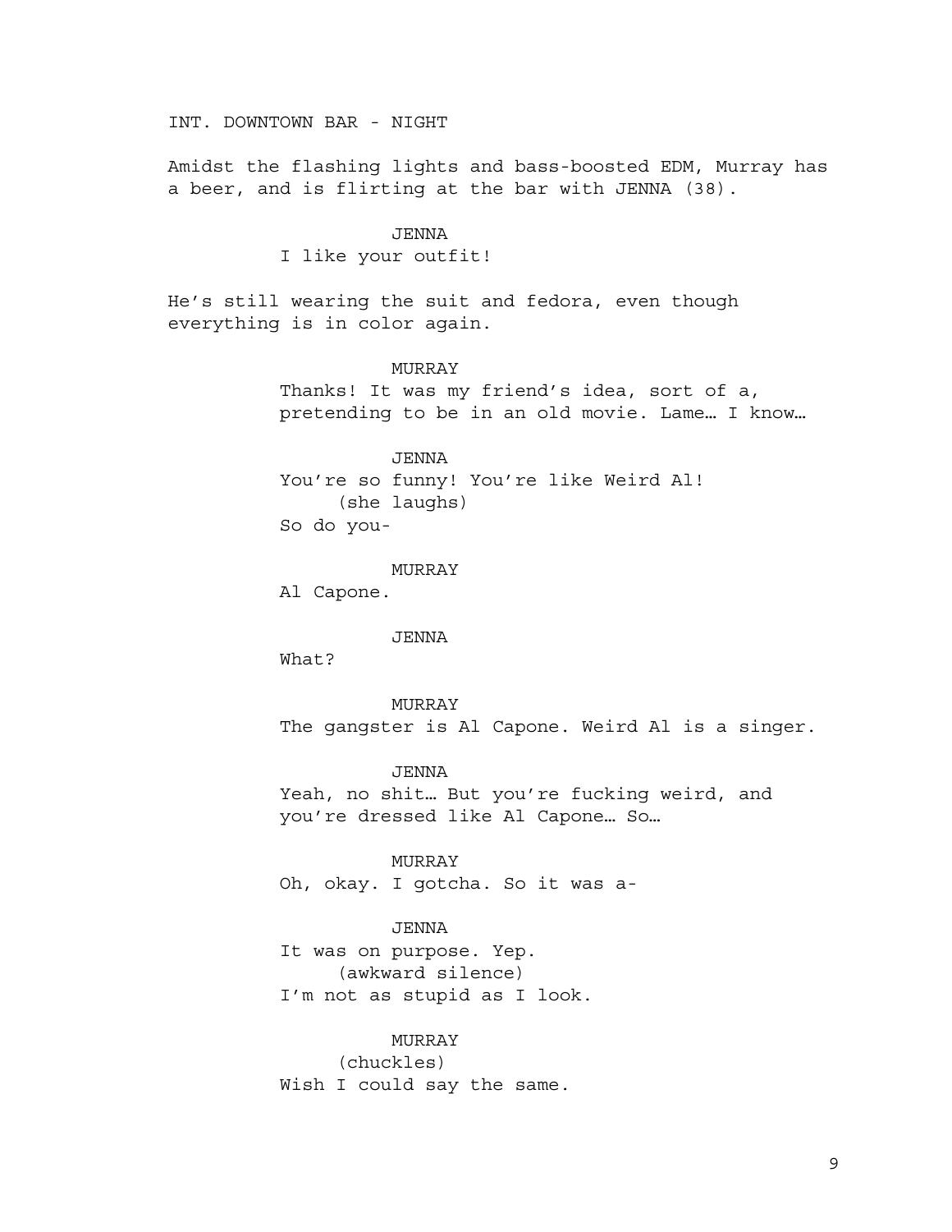INT. DOWNTOWN BAR - NIGHT

Amidst the flashing lights and bass-boosted EDM, Murray has a beer, and is flirting at the bar with JENNA (38).

JENNA
I like your outfit!

He's still wearing the suit and fedora, even though everything is in color again.

MURRAY
Thanks! It was my friend's idea, sort of a, pretending to be in an old movie. Lame… I know…

JENNA
You're so funny! You're like Weird Al!
(she laughs)
So do you-

MURRAY
Al Capone.

JENNA
What?

MURRAY
The gangster is Al Capone. Weird Al is a singer.

JENNA
Yeah, no shit… But you're fucking weird, and you're dressed like Al Capone… So…

MURRAY
Oh, okay. I gotcha. So it was a-

JENNA
It was on purpose. Yep.
(awkward silence)
I'm not as stupid as I look.

MURRAY
(chuckles)
Wish I could say the same.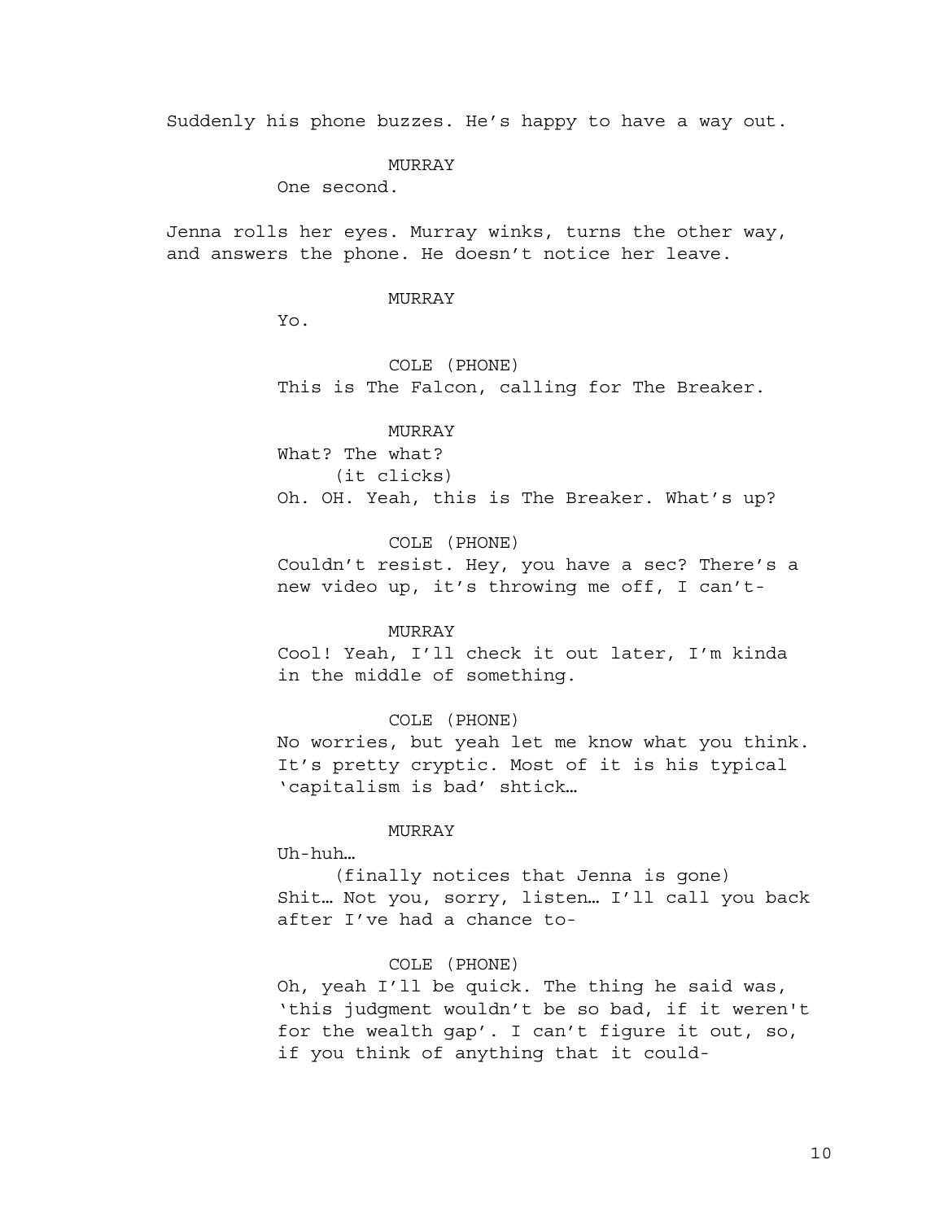Suddenly his phone buzzes. He's happy to have a way out.

MURRAY
One second.

Jenna rolls her eyes. Murray winks, turns the other way, and answers the phone. He doesn't notice her leave.

MURRAY
Yo.

COLE (PHONE)
This is The Falcon, calling for The Breaker.

MURRAY
What? The what?
(it clicks)
Oh. OH. Yeah, this is The Breaker. What's up?

COLE (PHONE)
Couldn't resist. Hey, you have a sec? There's a new video up, it's throwing me off, I can't-

MURRAY
Cool! Yeah, I'll check it out later, I'm kinda in the middle of something.

COLE (PHONE)
No worries, but yeah let me know what you think. It's pretty cryptic. Most of it is his typical 'capitalism is bad' shtick…

MURRAY
Uh-huh…
(finally notices that Jenna is gone)
Shit… Not you, sorry, listen… I'll call you back after I've had a chance to-

COLE (PHONE)
Oh, yeah I'll be quick. The thing he said was, 'this judgment wouldn't be so bad, if it weren't for the wealth gap'. I can't figure it out, so, if you think of anything that it could-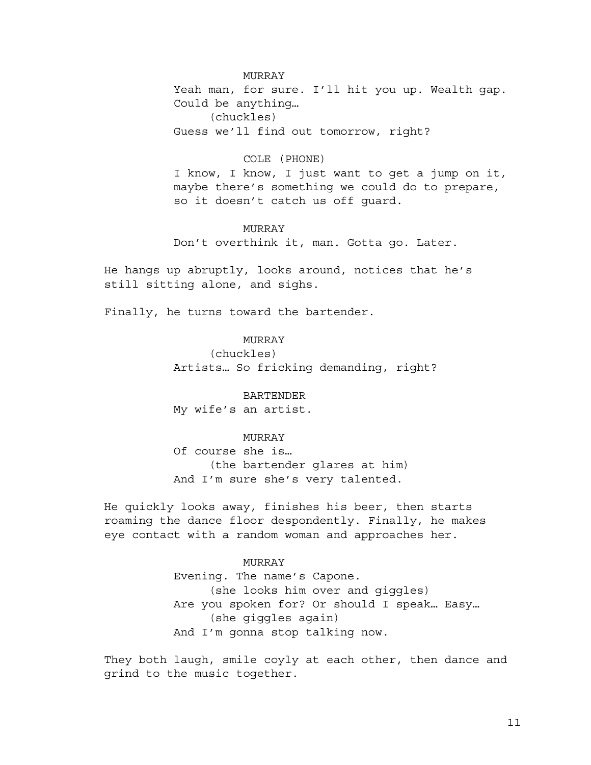MURRAY
Yeah man, for sure. I'll hit you up. Wealth gap. Could be anything…
(chuckles)
Guess we'll find out tomorrow, right?

COLE (PHONE)
I know, I know, I just want to get a jump on it, maybe there's something we could do to prepare, so it doesn't catch us off guard.

MURRAY
Don't overthink it, man. Gotta go. Later.

He hangs up abruptly, looks around, notices that he's still sitting alone, and sighs.

Finally, he turns toward the bartender.

MURRAY
(chuckles)
Artists… So fricking demanding, right?

BARTENDER
My wife's an artist.

MURRAY
Of course she is…
(the bartender glares at him)
And I'm sure she's very talented.

He quickly looks away, finishes his beer, then starts roaming the dance floor despondently. Finally, he makes eye contact with a random woman and approaches her.

MURRAY
Evening. The name's Capone.
(she looks him over and giggles)
Are you spoken for? Or should I speak… Easy…
(she giggles again)
And I'm gonna stop talking now.

They both laugh, smile coyly at each other, then dance and grind to the music together.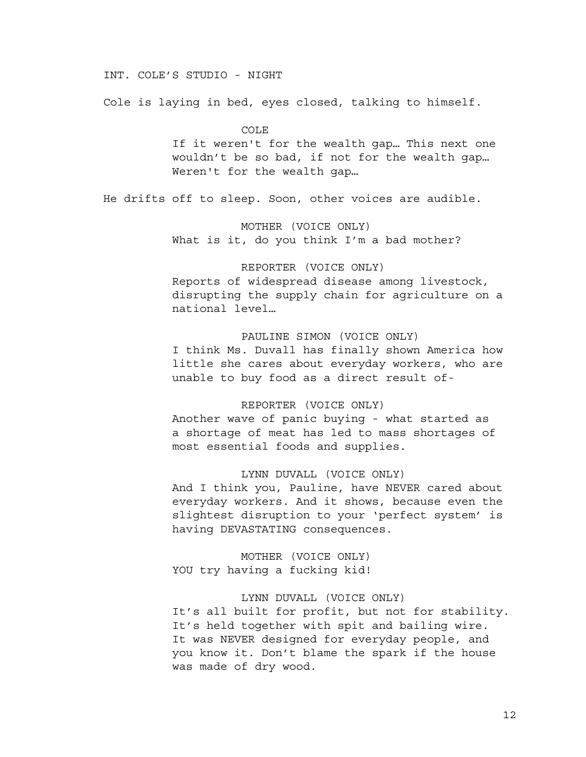INT. COLE'S STUDIO - NIGHT

Cole is laying in bed, eyes closed, talking to himself.

COLE

If it weren't for the wealth gap… This next one wouldn't be so bad, if not for the wealth gap… Weren't for the wealth gap…

He drifts off to sleep. Soon, other voices are audible.

MOTHER (VOICE ONLY)

What is it, do you think I'm a bad mother?

REPORTER (VOICE ONLY)

Reports of widespread disease among livestock, disrupting the supply chain for agriculture on a national level…

PAULINE SIMON (VOICE ONLY)

I think Ms. Duvall has finally shown America how little she cares about everyday workers, who are unable to buy food as a direct result of-

REPORTER (VOICE ONLY)

Another wave of panic buying - what started as a shortage of meat has led to mass shortages of most essential foods and supplies.

LYNN DUVALL (VOICE ONLY)

And I think you, Pauline, have NEVER cared about everyday workers. And it shows, because even the slightest disruption to your 'perfect system' is having DEVASTATING consequences.

MOTHER (VOICE ONLY)

YOU try having a fucking kid!

LYNN DUVALL (VOICE ONLY)

It's all built for profit, but not for stability. It's held together with spit and bailing wire. It was NEVER designed for everyday people, and you know it. Don't blame the spark if the house was made of dry wood.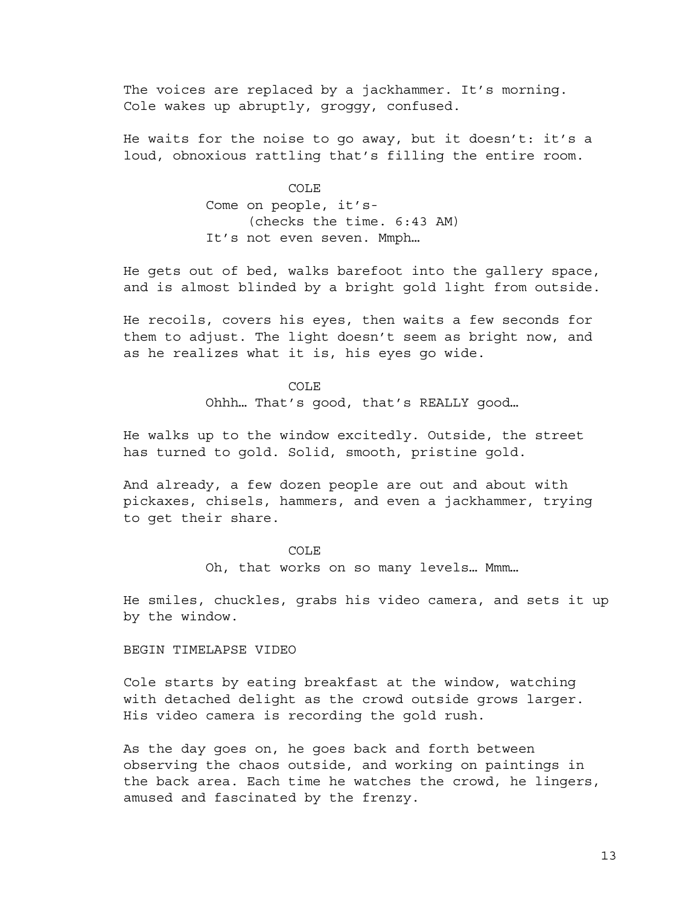The voices are replaced by a jackhammer. It's morning. Cole wakes up abruptly, groggy, confused.

He waits for the noise to go away, but it doesn't: it's a loud, obnoxious rattling that's filling the entire room.

COLE
Come on people, it's-
(checks the time. 6:43 AM)
It's not even seven. Mmph…

He gets out of bed, walks barefoot into the gallery space, and is almost blinded by a bright gold light from outside.

He recoils, covers his eyes, then waits a few seconds for them to adjust. The light doesn't seem as bright now, and as he realizes what it is, his eyes go wide.

COLE
Ohhh… That's good, that's REALLY good…

He walks up to the window excitedly. Outside, the street has turned to gold. Solid, smooth, pristine gold.

And already, a few dozen people are out and about with pickaxes, chisels, hammers, and even a jackhammer, trying to get their share.

COLE
Oh, that works on so many levels… Mmm…

He smiles, chuckles, grabs his video camera, and sets it up by the window.

BEGIN TIMELAPSE VIDEO

Cole starts by eating breakfast at the window, watching with detached delight as the crowd outside grows larger. His video camera is recording the gold rush.

As the day goes on, he goes back and forth between observing the chaos outside, and working on paintings in the back area. Each time he watches the crowd, he lingers, amused and fascinated by the frenzy.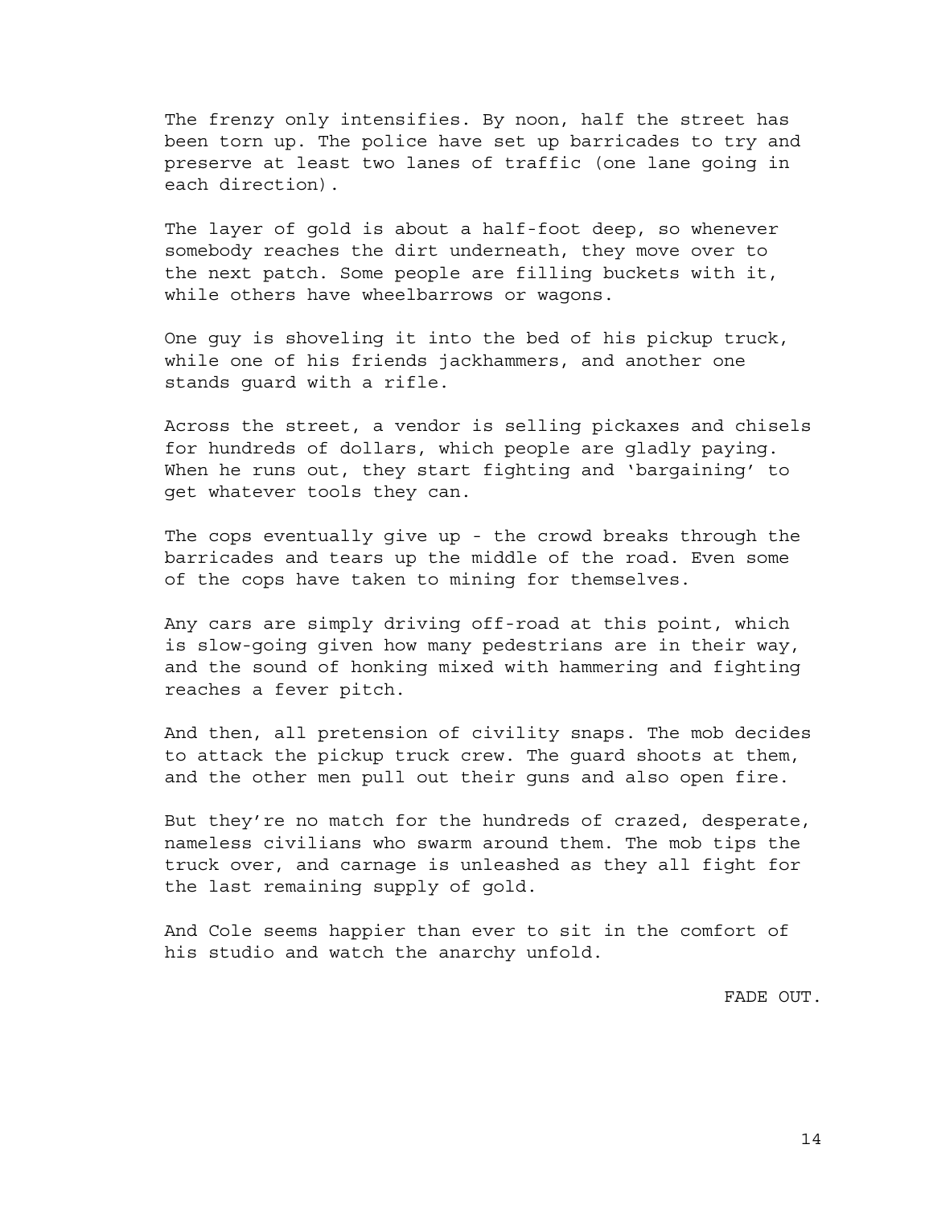The frenzy only intensifies. By noon, half the street has been torn up. The police have set up barricades to try and preserve at least two lanes of traffic (one lane going in each direction).

The layer of gold is about a half-foot deep, so whenever somebody reaches the dirt underneath, they move over to the next patch. Some people are filling buckets with it, while others have wheelbarrows or wagons.

One guy is shoveling it into the bed of his pickup truck, while one of his friends jackhammers, and another one stands guard with a rifle.

Across the street, a vendor is selling pickaxes and chisels for hundreds of dollars, which people are gladly paying. When he runs out, they start fighting and 'bargaining' to get whatever tools they can.

The cops eventually give up - the crowd breaks through the barricades and tears up the middle of the road. Even some of the cops have taken to mining for themselves.

Any cars are simply driving off-road at this point, which is slow-going given how many pedestrians are in their way, and the sound of honking mixed with hammering and fighting reaches a fever pitch.

And then, all pretension of civility snaps. The mob decides to attack the pickup truck crew. The guard shoots at them, and the other men pull out their guns and also open fire.

But they're no match for the hundreds of crazed, desperate, nameless civilians who swarm around them. The mob tips the truck over, and carnage is unleashed as they all fight for the last remaining supply of gold.

And Cole seems happier than ever to sit in the comfort of his studio and watch the anarchy unfold.

FADE OUT.